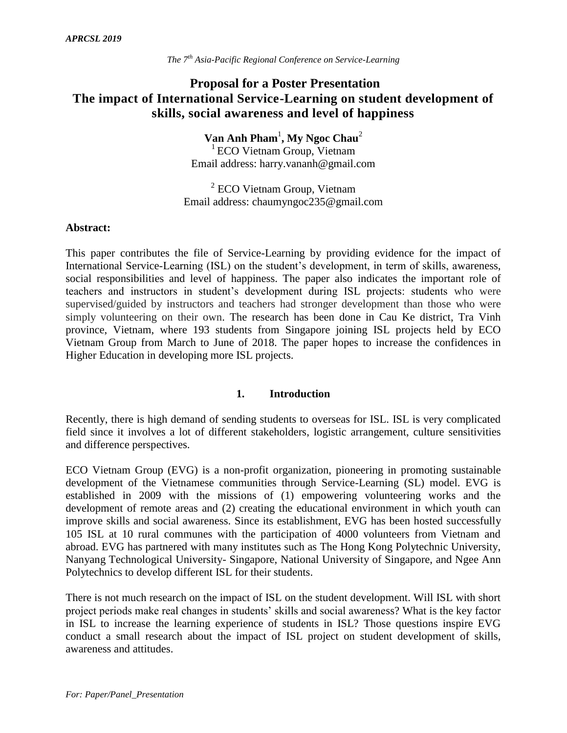*The 7th Asia-Pacific Regional Conference on Service-Learning*

# Proposal for a Poster Presentation
# The impact of International Service-Learning on student development of skills, social awareness and level of happiness

**Van Anh Pham[1], My Ngoc Chau[2]**

[1] ECO Vietnam Group, Vietnam
Email address: harry.vananh@gmail.com

[2] ECO Vietnam Group, Vietnam
Email address: chaumyngoc235@gmail.com

**Abstract:**

This paper contributes the file of Service-Learning by providing evidence for the impact of International Service-Learning (ISL) on the student's development, in term of skills, awareness, social responsibilities and level of happiness. The paper also indicates the important role of teachers and instructors in student's development during ISL projects: students who were supervised/guided by instructors and teachers had stronger development than those who were simply volunteering on their own. The research has been done in Cau Ke district, Tra Vinh province, Vietnam, where 193 students from Singapore joining ISL projects held by ECO Vietnam Group from March to June of 2018. The paper hopes to increase the confidences in Higher Education in developing more ISL projects.

## 1. Introduction

Recently, there is high demand of sending students to overseas for ISL. ISL is very complicated field since it involves a lot of different stakeholders, logistic arrangement, culture sensitivities and difference perspectives.

ECO Vietnam Group (EVG) is a non-profit organization, pioneering in promoting sustainable development of the Vietnamese communities through Service-Learning (SL) model. EVG is established in 2009 with the missions of (1) empowering volunteering works and the development of remote areas and (2) creating the educational environment in which youth can improve skills and social awareness. Since its establishment, EVG has been hosted successfully 105 ISL at 10 rural communes with the participation of 4000 volunteers from Vietnam and abroad. EVG has partnered with many institutes such as The Hong Kong Polytechnic University, Nanyang Technological University- Singapore, National University of Singapore, and Ngee Ann Polytechnics to develop different ISL for their students.

There is not much research on the impact of ISL on the student development. Will ISL with short project periods make real changes in students' skills and social awareness? What is the key factor in ISL to increase the learning experience of students in ISL? Those questions inspire EVG conduct a small research about the impact of ISL project on student development of skills, awareness and attitudes.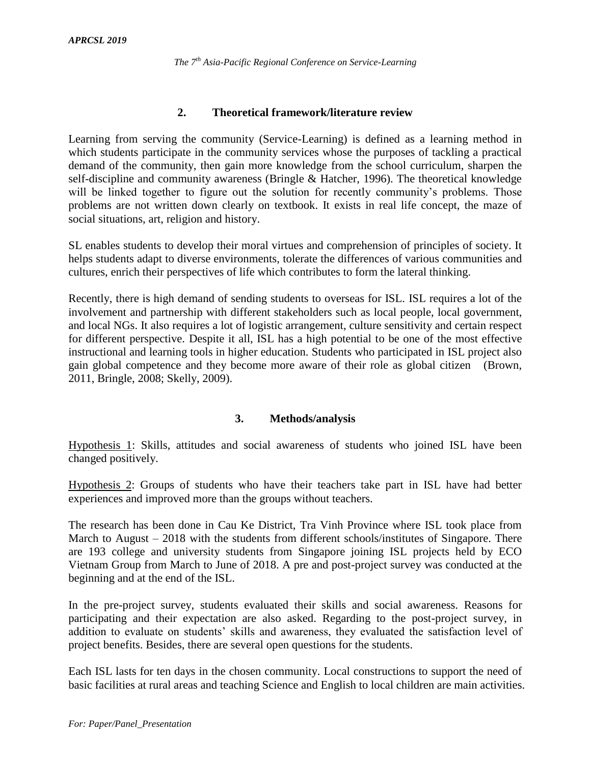## 2. Theoretical framework/literature review

Learning from serving the community (Service-Learning) is defined as a learning method in which students participate in the community services whose the purposes of tackling a practical demand of the community, then gain more knowledge from the school curriculum, sharpen the self-discipline and community awareness (Bringle & Hatcher, 1996). The theoretical knowledge will be linked together to figure out the solution for recently community's problems. Those problems are not written down clearly on textbook. It exists in real life concept, the maze of social situations, art, religion and history.

SL enables students to develop their moral virtues and comprehension of principles of society. It helps students adapt to diverse environments, tolerate the differences of various communities and cultures, enrich their perspectives of life which contributes to form the lateral thinking.

Recently, there is high demand of sending students to overseas for ISL. ISL requires a lot of the involvement and partnership with different stakeholders such as local people, local government, and local NGs. It also requires a lot of logistic arrangement, culture sensitivity and certain respect for different perspective. Despite it all, ISL has a high potential to be one of the most effective instructional and learning tools in higher education. Students who participated in ISL project also gain global competence and they become more aware of their role as global citizen (Brown, 2011, Bringle, 2008; Skelly, 2009).

## 3. Methods/analysis

Hypothesis 1: Skills, attitudes and social awareness of students who joined ISL have been changed positively.

Hypothesis 2: Groups of students who have their teachers take part in ISL have had better experiences and improved more than the groups without teachers.

The research has been done in Cau Ke District, Tra Vinh Province where ISL took place from March to August – 2018 with the students from different schools/institutes of Singapore. There are 193 college and university students from Singapore joining ISL projects held by ECO Vietnam Group from March to June of 2018. A pre and post-project survey was conducted at the beginning and at the end of the ISL.

In the pre-project survey, students evaluated their skills and social awareness. Reasons for participating and their expectation are also asked. Regarding to the post-project survey, in addition to evaluate on students' skills and awareness, they evaluated the satisfaction level of project benefits. Besides, there are several open questions for the students.

Each ISL lasts for ten days in the chosen community. Local constructions to support the need of basic facilities at rural areas and teaching Science and English to local children are main activities.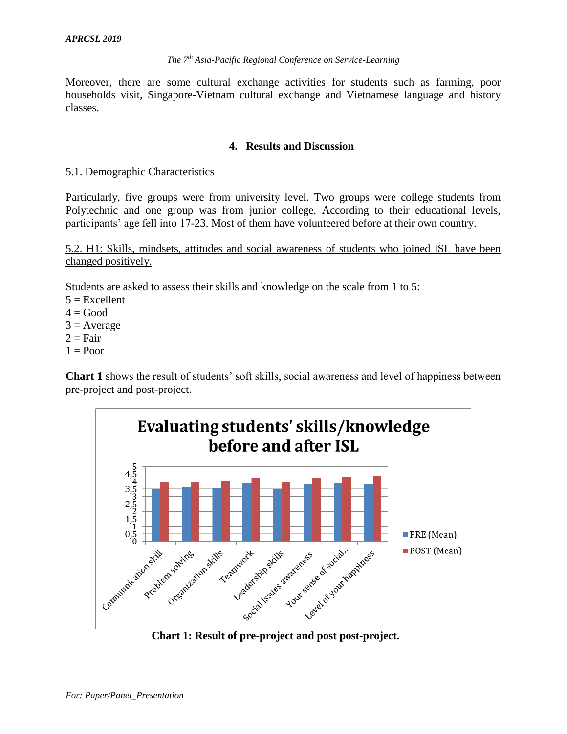Moreover, there are some cultural exchange activities for students such as farming, poor households visit, Singapore-Vietnam cultural exchange and Vietnamese language and history classes.

## 4. Results and Discussion

### 5.1. Demographic Characteristics

Particularly, five groups were from university level. Two groups were college students from Polytechnic and one group was from junior college. According to their educational levels, participants' age fell into 17-23. Most of them have volunteered before at their own country.

### 5.2. H1: Skills, mindsets, attitudes and social awareness of students who joined ISL have been changed positively.

Students are asked to assess their skills and knowledge on the scale from 1 to 5:

5 = Excellent
4 = Good
3 = Average
2 = Fair
1 = Poor

**Chart 1** shows the result of students' soft skills, social awareness and level of happiness between pre-project and post-project.

**Evaluating students' skills/knowledge before and after ISL**

(Bar chart: PRE (Mean) and POST (Mean) on a 0–5 scale for Communication skill, Problem solving, Organization skills, Teamwork, Leadership skills, Social issues awareness, Your sense of social..., Level of your happiness)

**Chart 1: Result of pre-project and post post-project.**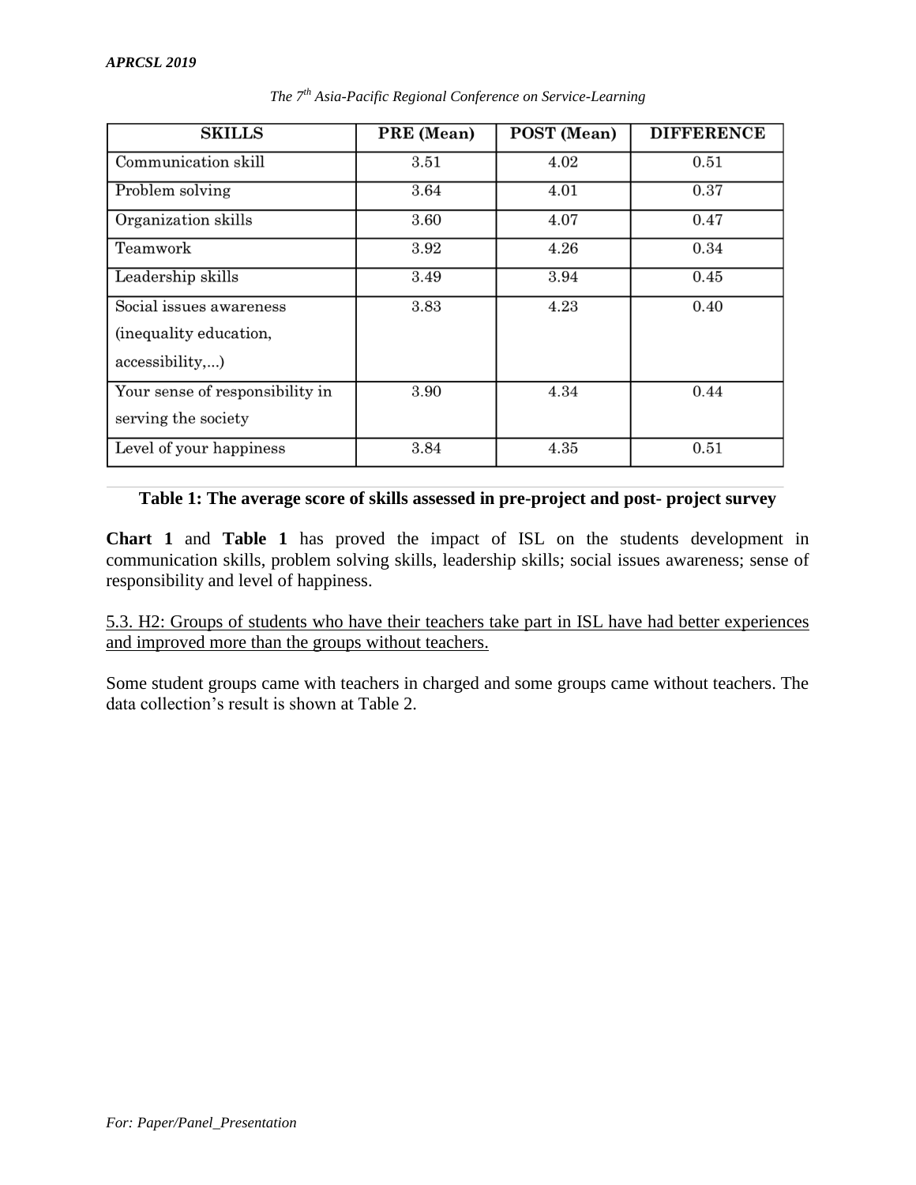| SKILLS | PRE (Mean) | POST (Mean) | DIFFERENCE |
|---|---|---|---|
| Communication skill | 3.51 | 4.02 | 0.51 |
| Problem solving | 3.64 | 4.01 | 0.37 |
| Organization skills | 3.60 | 4.07 | 0.47 |
| Teamwork | 3.92 | 4.26 | 0.34 |
| Leadership skills | 3.49 | 3.94 | 0.45 |
| Social issues awareness (inequality education, accessibility,...) | 3.83 | 4.23 | 0.40 |
| Your sense of responsibility in serving the society | 3.90 | 4.34 | 0.44 |
| Level of your happiness | 3.84 | 4.35 | 0.51 |

**Table 1: The average score of skills assessed in pre-project and post- project survey**

**Chart 1** and **Table 1** has proved the impact of ISL on the students development in communication skills, problem solving skills, leadership skills; social issues awareness; sense of responsibility and level of happiness.

<u>5.3. H2: Groups of students who have their teachers take part in ISL have had better experiences and improved more than the groups without teachers.</u>

Some student groups came with teachers in charged and some groups came without teachers. The data collection's result is shown at Table 2.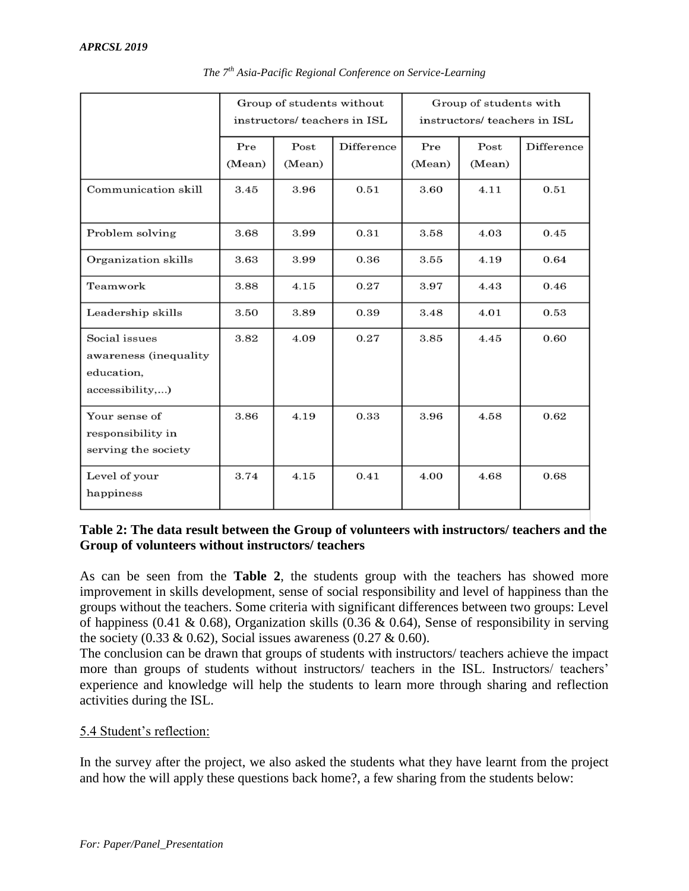| | Group of students without instructors/ teachers in ISL | | | Group of students with instructors/ teachers in ISL | | |
|---|---|---|---|---|---|---|
| | Pre (Mean) | Post (Mean) | Difference | Pre (Mean) | Post (Mean) | Difference |
| Communication skill | 3.45 | 3.96 | 0.51 | 3.60 | 4.11 | 0.51 |
| Problem solving | 3.68 | 3.99 | 0.31 | 3.58 | 4.03 | 0.45 |
| Organization skills | 3.63 | 3.99 | 0.36 | 3.55 | 4.19 | 0.64 |
| Teamwork | 3.88 | 4.15 | 0.27 | 3.97 | 4.43 | 0.46 |
| Leadership skills | 3.50 | 3.89 | 0.39 | 3.48 | 4.01 | 0.53 |
| Social issues awareness (inequality education, accessibility,...) | 3.82 | 4.09 | 0.27 | 3.85 | 4.45 | 0.60 |
| Your sense of responsibility in serving the society | 3.86 | 4.19 | 0.33 | 3.96 | 4.58 | 0.62 |
| Level of your happiness | 3.74 | 4.15 | 0.41 | 4.00 | 4.68 | 0.68 |

**Table 2: The data result between the Group of volunteers with instructors/ teachers and the Group of volunteers without instructors/ teachers**

As can be seen from the **Table 2**, the students group with the teachers has showed more improvement in skills development, sense of social responsibility and level of happiness than the groups without the teachers. Some criteria with significant differences between two groups: Level of happiness (0.41 & 0.68), Organization skills (0.36 & 0.64), Sense of responsibility in serving the society (0.33 & 0.62), Social issues awareness (0.27 & 0.60).

The conclusion can be drawn that groups of students with instructors/ teachers achieve the impact more than groups of students without instructors/ teachers in the ISL. Instructors/ teachers' experience and knowledge will help the students to learn more through sharing and reflection activities during the ISL.

5.4 Student's reflection:

In the survey after the project, we also asked the students what they have learnt from the project and how the will apply these questions back home?, a few sharing from the students below: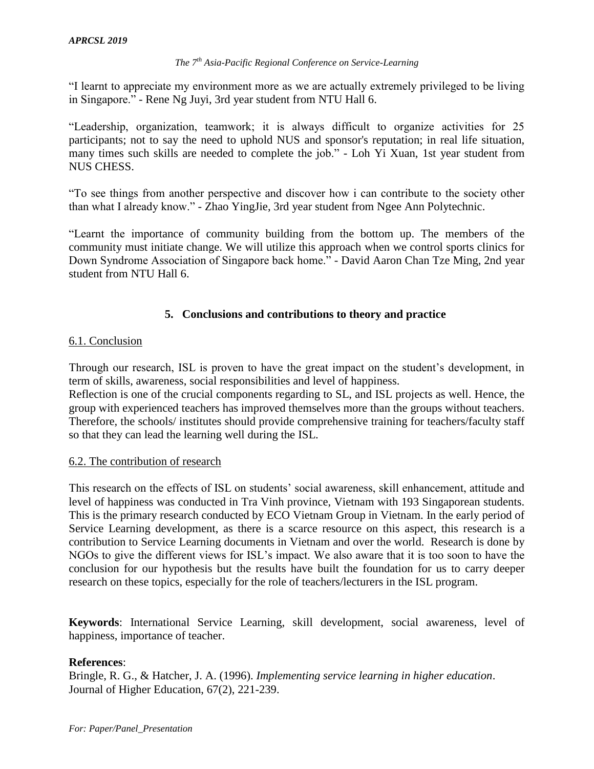"I learnt to appreciate my environment more as we are actually extremely privileged to be living in Singapore." - Rene Ng Juyi, 3rd year student from NTU Hall 6.

"Leadership, organization, teamwork; it is always difficult to organize activities for 25 participants; not to say the need to uphold NUS and sponsor's reputation; in real life situation, many times such skills are needed to complete the job." - Loh Yi Xuan, 1st year student from NUS CHESS.

"To see things from another perspective and discover how i can contribute to the society other than what I already know." - Zhao YingJie, 3rd year student from Ngee Ann Polytechnic.

"Learnt the importance of community building from the bottom up. The members of the community must initiate change. We will utilize this approach when we control sports clinics for Down Syndrome Association of Singapore back home." - David Aaron Chan Tze Ming, 2nd year student from NTU Hall 6.

## 5. Conclusions and contributions to theory and practice

### 6.1. Conclusion

Through our research, ISL is proven to have the great impact on the student's development, in term of skills, awareness, social responsibilities and level of happiness.
Reflection is one of the crucial components regarding to SL, and ISL projects as well. Hence, the group with experienced teachers has improved themselves more than the groups without teachers. Therefore, the schools/ institutes should provide comprehensive training for teachers/faculty staff so that they can lead the learning well during the ISL.

### 6.2. The contribution of research

This research on the effects of ISL on students' social awareness, skill enhancement, attitude and level of happiness was conducted in Tra Vinh province, Vietnam with 193 Singaporean students. This is the primary research conducted by ECO Vietnam Group in Vietnam. In the early period of Service Learning development, as there is a scarce resource on this aspect, this research is a contribution to Service Learning documents in Vietnam and over the world. Research is done by NGOs to give the different views for ISL's impact. We also aware that it is too soon to have the conclusion for our hypothesis but the results have built the foundation for us to carry deeper research on these topics, especially for the role of teachers/lecturers in the ISL program.

**Keywords**: International Service Learning, skill development, social awareness, level of happiness, importance of teacher.

**References**:
Bringle, R. G., & Hatcher, J. A. (1996). *Implementing service learning in higher education*. Journal of Higher Education, 67(2), 221-239.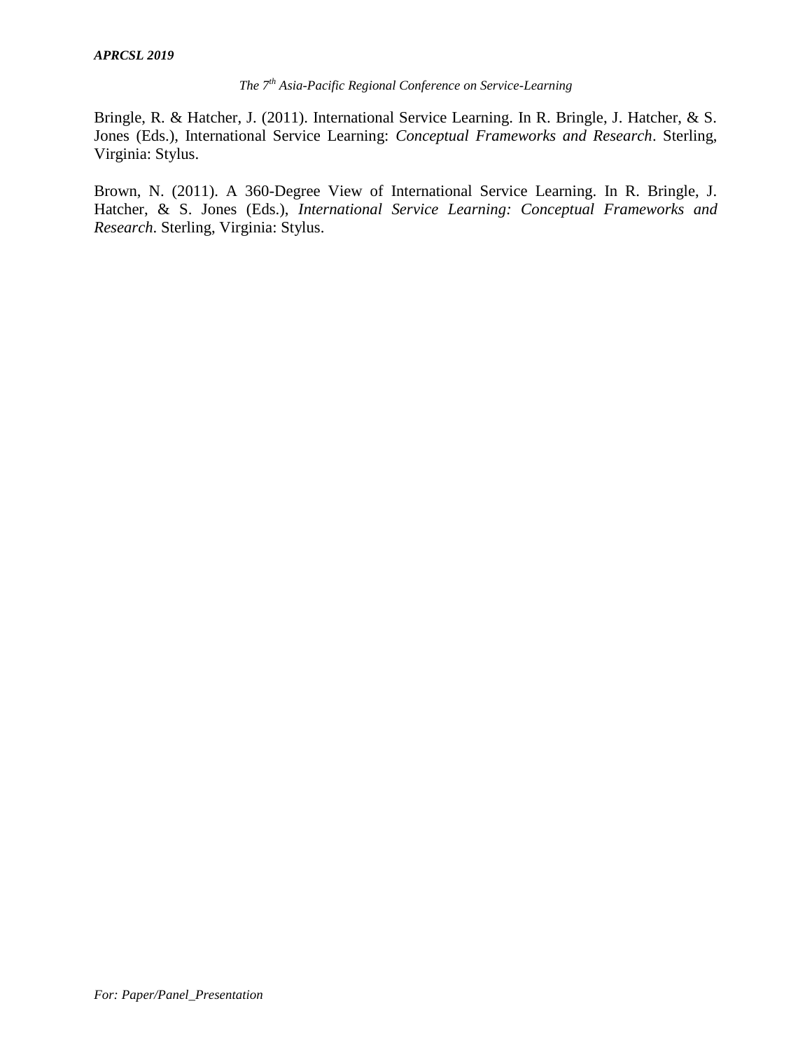Bringle, R. & Hatcher, J. (2011). International Service Learning. In R. Bringle, J. Hatcher, & S. Jones (Eds.), International Service Learning: *Conceptual Frameworks and Research*. Sterling, Virginia: Stylus.

Brown, N. (2011). A 360-Degree View of International Service Learning. In R. Bringle, J. Hatcher, & S. Jones (Eds.), *International Service Learning: Conceptual Frameworks and Research*. Sterling, Virginia: Stylus.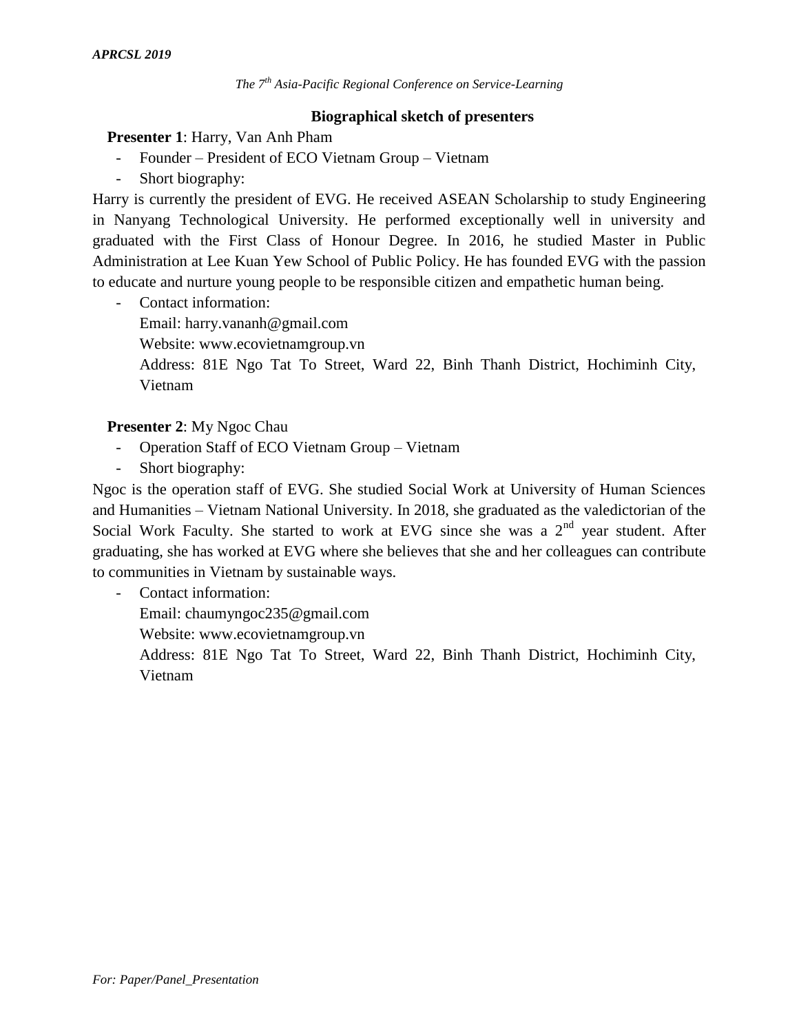### Biographical sketch of presenters

**Presenter 1**: Harry, Van Anh Pham

- Founder – President of ECO Vietnam Group – Vietnam
- Short biography:

Harry is currently the president of EVG. He received ASEAN Scholarship to study Engineering in Nanyang Technological University. He performed exceptionally well in university and graduated with the First Class of Honour Degree. In 2016, he studied Master in Public Administration at Lee Kuan Yew School of Public Policy. He has founded EVG with the passion to educate and nurture young people to be responsible citizen and empathetic human being.

- Contact information:
  Email: harry.vananh@gmail.com
  Website: www.ecovietnamgroup.vn
  Address: 81E Ngo Tat To Street, Ward 22, Binh Thanh District, Hochiminh City, Vietnam

**Presenter 2**: My Ngoc Chau

- Operation Staff of ECO Vietnam Group – Vietnam
- Short biography:

Ngoc is the operation staff of EVG. She studied Social Work at University of Human Sciences and Humanities – Vietnam National University. In 2018, she graduated as the valedictorian of the Social Work Faculty. She started to work at EVG since she was a 2nd year student. After graduating, she has worked at EVG where she believes that she and her colleagues can contribute to communities in Vietnam by sustainable ways.

- Contact information:
  Email: chaumyngoc235@gmail.com
  Website: www.ecovietnamgroup.vn
  Address: 81E Ngo Tat To Street, Ward 22, Binh Thanh District, Hochiminh City, Vietnam